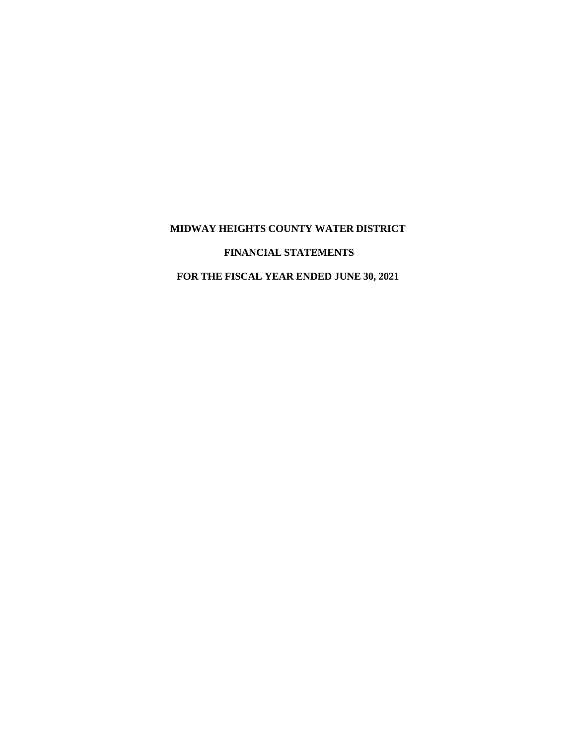# MIDWAY HEIGHTS COUNTY WATER DISTRICT

## FINANCIAL STATEMENTS

## FOR THE FISCAL YEAR ENDED JUNE 30, 2021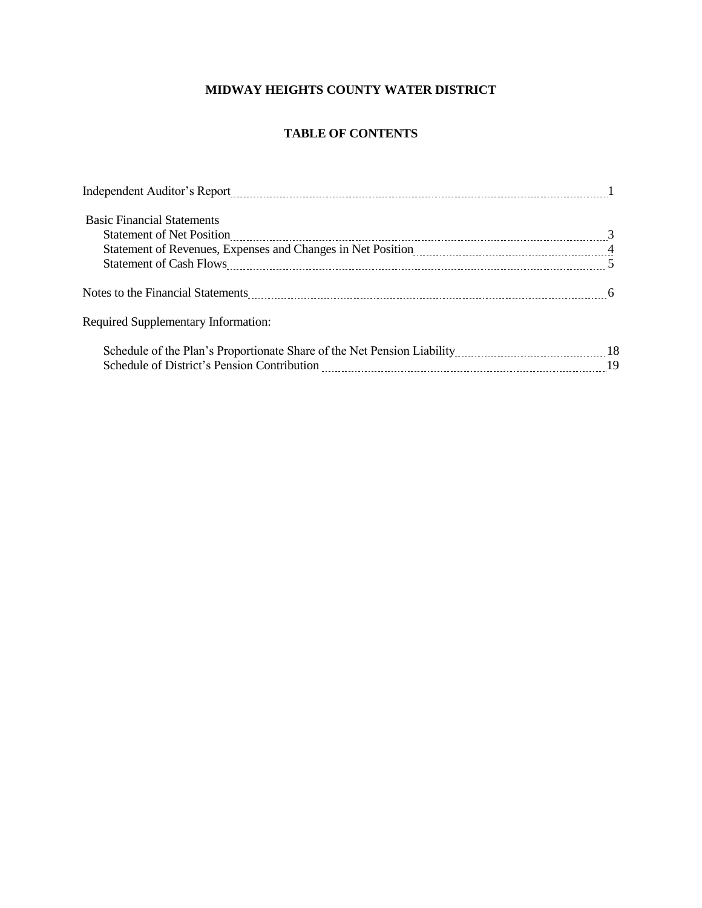**MIDWAY HEIGHTS COUNTY WATER DISTRICT**

**TABLE OF CONTENTS**

| | |
|---|---|
| Independent Auditor's Report | 1 |
| Basic Financial Statements | |
| Statement of Net Position | 3 |
| Statement of Revenues, Expenses and Changes in Net Position | 4 |
| Statement of Cash Flows | 5 |
| Notes to the Financial Statements | 6 |
| Required Supplementary Information: | |
| Schedule of the Plan's Proportionate Share of the Net Pension Liability | 18 |
| Schedule of District's Pension Contribution | 19 |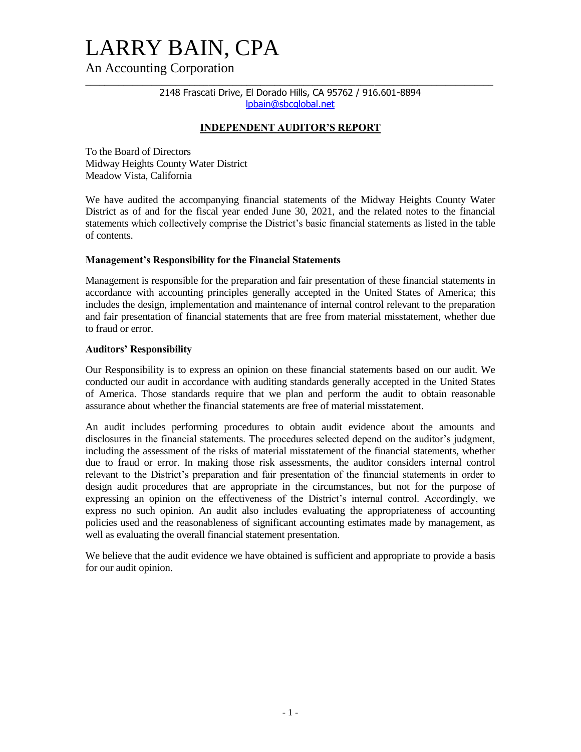# LARRY BAIN, CPA

An Accounting Corporation

2148 Frascati Drive, El Dorado Hills, CA 95762 / 916.601-8894
lpbain@sbcglobal.net

## INDEPENDENT AUDITOR'S REPORT

To the Board of Directors
Midway Heights County Water District
Meadow Vista, California

We have audited the accompanying financial statements of the Midway Heights County Water District as of and for the fiscal year ended June 30, 2021, and the related notes to the financial statements which collectively comprise the District's basic financial statements as listed in the table of contents.

**Management's Responsibility for the Financial Statements**

Management is responsible for the preparation and fair presentation of these financial statements in accordance with accounting principles generally accepted in the United States of America; this includes the design, implementation and maintenance of internal control relevant to the preparation and fair presentation of financial statements that are free from material misstatement, whether due to fraud or error.

**Auditors' Responsibility**

Our Responsibility is to express an opinion on these financial statements based on our audit. We conducted our audit in accordance with auditing standards generally accepted in the United States of America. Those standards require that we plan and perform the audit to obtain reasonable assurance about whether the financial statements are free of material misstatement.

An audit includes performing procedures to obtain audit evidence about the amounts and disclosures in the financial statements. The procedures selected depend on the auditor's judgment, including the assessment of the risks of material misstatement of the financial statements, whether due to fraud or error. In making those risk assessments, the auditor considers internal control relevant to the District's preparation and fair presentation of the financial statements in order to design audit procedures that are appropriate in the circumstances, but not for the purpose of expressing an opinion on the effectiveness of the District's internal control. Accordingly, we express no such opinion. An audit also includes evaluating the appropriateness of accounting policies used and the reasonableness of significant accounting estimates made by management, as well as evaluating the overall financial statement presentation.

We believe that the audit evidence we have obtained is sufficient and appropriate to provide a basis for our audit opinion.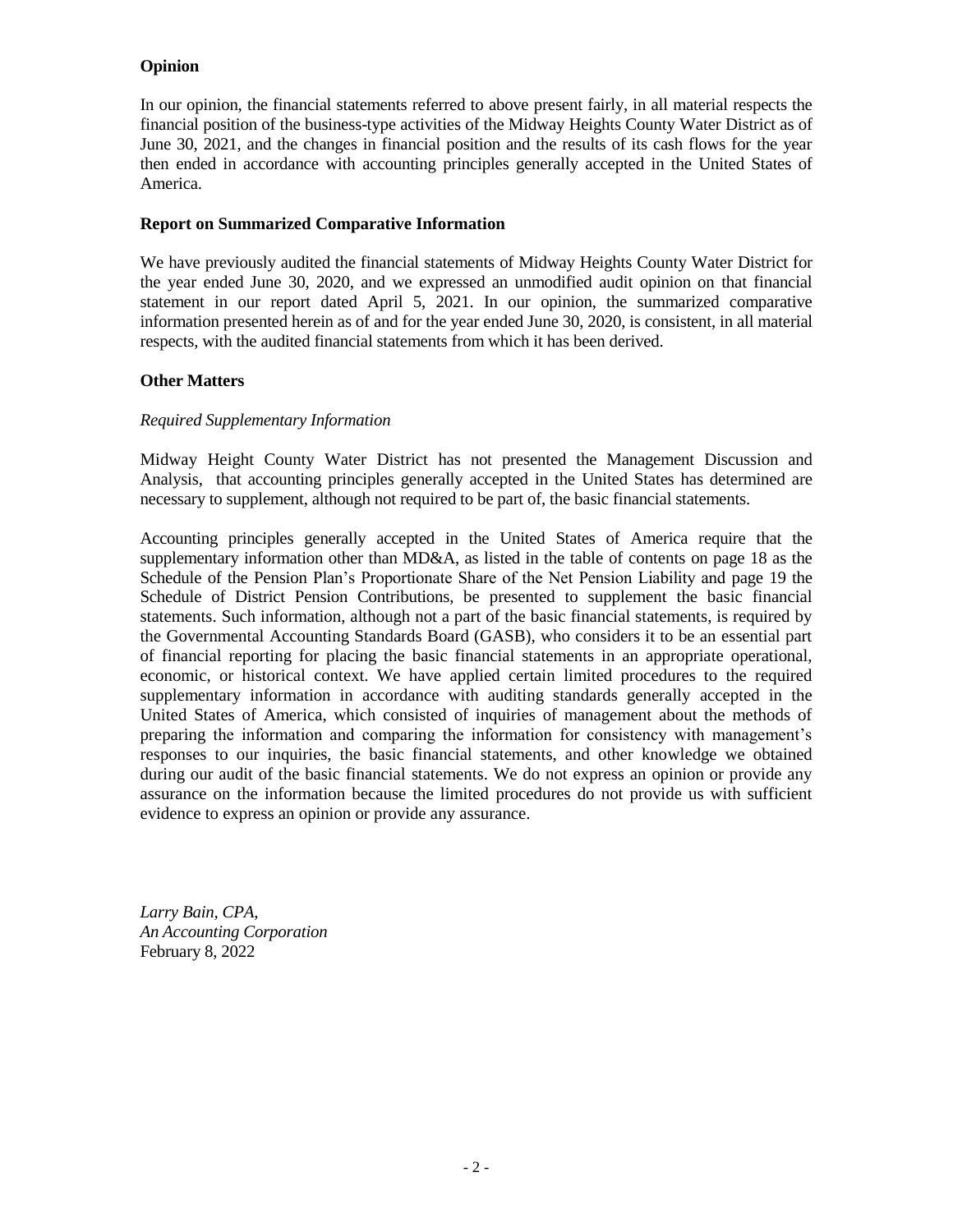### Opinion

In our opinion, the financial statements referred to above present fairly, in all material respects the financial position of the business-type activities of the Midway Heights County Water District as of June 30, 2021, and the changes in financial position and the results of its cash flows for the year then ended in accordance with accounting principles generally accepted in the United States of America.

### Report on Summarized Comparative Information

We have previously audited the financial statements of Midway Heights County Water District for the year ended June 30, 2020, and we expressed an unmodified audit opinion on that financial statement in our report dated April 5, 2021. In our opinion, the summarized comparative information presented herein as of and for the year ended June 30, 2020, is consistent, in all material respects, with the audited financial statements from which it has been derived.

### Other Matters

*Required Supplementary Information*

Midway Height County Water District has not presented the Management Discussion and Analysis, that accounting principles generally accepted in the United States has determined are necessary to supplement, although not required to be part of, the basic financial statements.

Accounting principles generally accepted in the United States of America require that the supplementary information other than MD&A, as listed in the table of contents on page 18 as the Schedule of the Pension Plan's Proportionate Share of the Net Pension Liability and page 19 the Schedule of District Pension Contributions, be presented to supplement the basic financial statements. Such information, although not a part of the basic financial statements, is required by the Governmental Accounting Standards Board (GASB), who considers it to be an essential part of financial reporting for placing the basic financial statements in an appropriate operational, economic, or historical context. We have applied certain limited procedures to the required supplementary information in accordance with auditing standards generally accepted in the United States of America, which consisted of inquiries of management about the methods of preparing the information and comparing the information for consistency with management's responses to our inquiries, the basic financial statements, and other knowledge we obtained during our audit of the basic financial statements. We do not express an opinion or provide any assurance on the information because the limited procedures do not provide us with sufficient evidence to express an opinion or provide any assurance.

*Larry Bain, CPA,*
*An Accounting Corporation*
February 8, 2022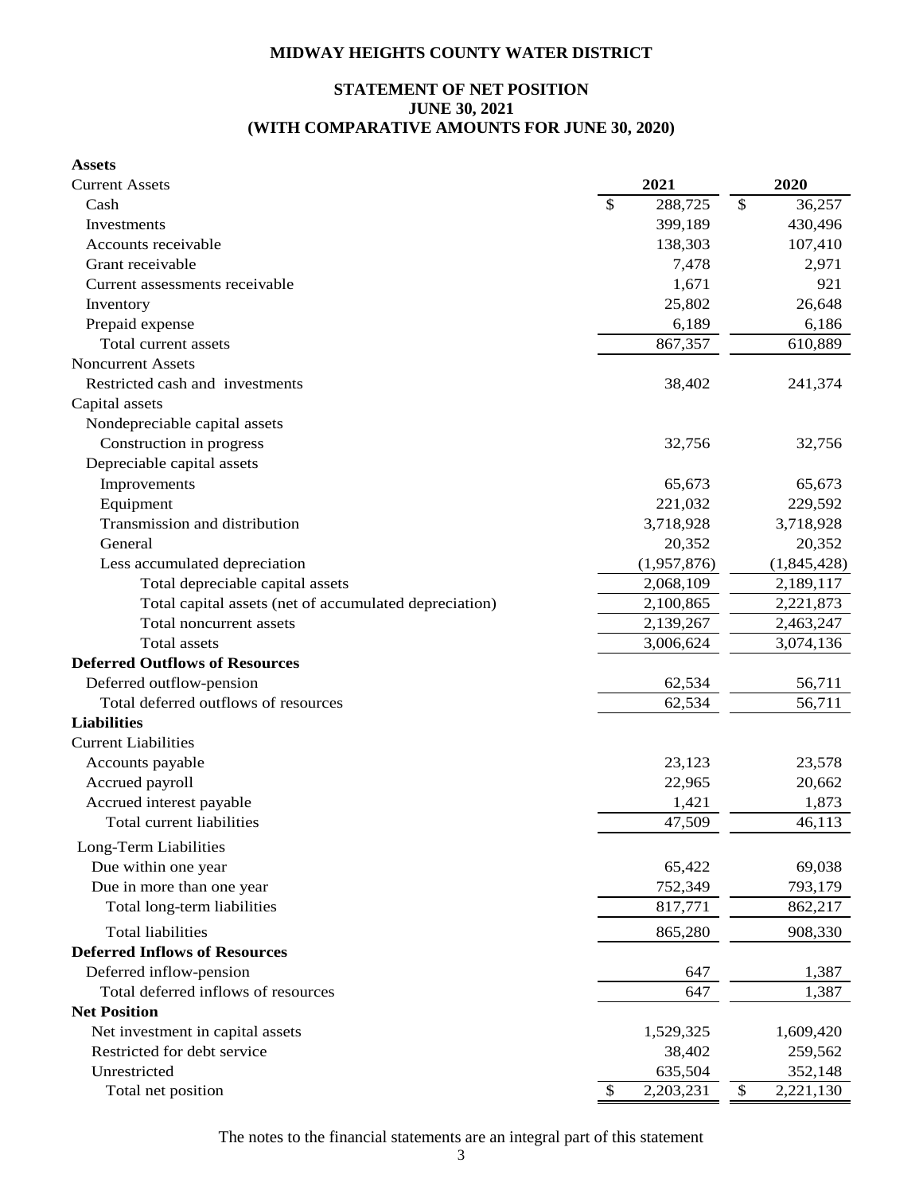**MIDWAY HEIGHTS COUNTY WATER DISTRICT**

**STATEMENT OF NET POSITION**
**JUNE 30, 2021**
**(WITH COMPARATIVE AMOUNTS FOR JUNE 30, 2020)**

| | 2021 | 2020 |
|---|---|---|
| **Assets** | | |
| Current Assets | | |
| Cash | $ 288,725 | $ 36,257 |
| Investments | 399,189 | 430,496 |
| Accounts receivable | 138,303 | 107,410 |
| Grant receivable | 7,478 | 2,971 |
| Current assessments receivable | 1,671 | 921 |
| Inventory | 25,802 | 26,648 |
| Prepaid expense | 6,189 | 6,186 |
| Total current assets | 867,357 | 610,889 |
| Noncurrent Assets | | |
| Restricted cash and investments | 38,402 | 241,374 |
| Capital assets | | |
| Nondepreciable capital assets | | |
| Construction in progress | 32,756 | 32,756 |
| Depreciable capital assets | | |
| Improvements | 65,673 | 65,673 |
| Equipment | 221,032 | 229,592 |
| Transmission and distribution | 3,718,928 | 3,718,928 |
| General | 20,352 | 20,352 |
| Less accumulated depreciation | (1,957,876) | (1,845,428) |
| Total depreciable capital assets | 2,068,109 | 2,189,117 |
| Total capital assets (net of accumulated depreciation) | 2,100,865 | 2,221,873 |
| Total noncurrent assets | 2,139,267 | 2,463,247 |
| Total assets | 3,006,624 | 3,074,136 |
| **Deferred Outflows of Resources** | | |
| Deferred outflow-pension | 62,534 | 56,711 |
| Total deferred outflows of resources | 62,534 | 56,711 |
| **Liabilities** | | |
| Current Liabilities | | |
| Accounts payable | 23,123 | 23,578 |
| Accrued payroll | 22,965 | 20,662 |
| Accrued interest payable | 1,421 | 1,873 |
| Total current liabilities | 47,509 | 46,113 |
| Long-Term Liabilities | | |
| Due within one year | 65,422 | 69,038 |
| Due in more than one year | 752,349 | 793,179 |
| Total long-term liabilities | 817,771 | 862,217 |
| Total liabilities | 865,280 | 908,330 |
| **Deferred Inflows of Resources** | | |
| Deferred inflow-pension | 647 | 1,387 |
| Total deferred inflows of resources | 647 | 1,387 |
| **Net Position** | | |
| Net investment in capital assets | 1,529,325 | 1,609,420 |
| Restricted for debt service | 38,402 | 259,562 |
| Unrestricted | 635,504 | 352,148 |
| Total net position | $ 2,203,231 | $ 2,221,130 |

The notes to the financial statements are an integral part of this statement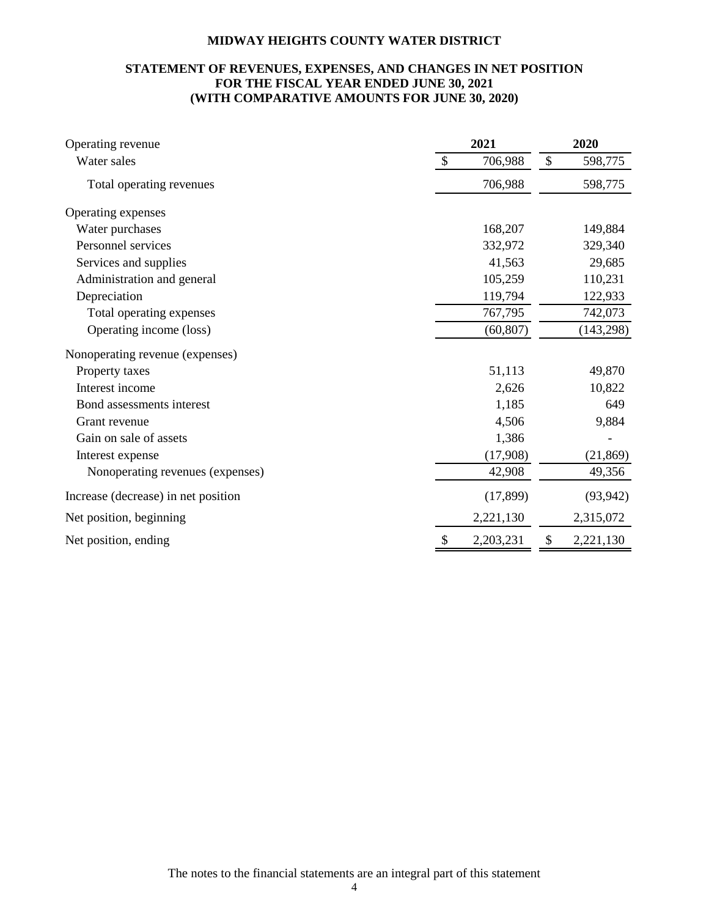**MIDWAY HEIGHTS COUNTY WATER DISTRICT**

**STATEMENT OF REVENUES, EXPENSES, AND CHANGES IN NET POSITION
FOR THE FISCAL YEAR ENDED JUNE 30, 2021
(WITH COMPARATIVE AMOUNTS FOR JUNE 30, 2020)**

| | 2021 | 2020 |
|---|---|---|
| Operating revenue | | |
| Water sales | $ 706,988 | $ 598,775 |
| Total operating revenues | 706,988 | 598,775 |
| Operating expenses | | |
| Water purchases | 168,207 | 149,884 |
| Personnel services | 332,972 | 329,340 |
| Services and supplies | 41,563 | 29,685 |
| Administration and general | 105,259 | 110,231 |
| Depreciation | 119,794 | 122,933 |
| Total operating expenses | 767,795 | 742,073 |
| Operating income (loss) | (60,807) | (143,298) |
| Nonoperating revenue (expenses) | | |
| Property taxes | 51,113 | 49,870 |
| Interest income | 2,626 | 10,822 |
| Bond assessments interest | 1,185 | 649 |
| Grant revenue | 4,506 | 9,884 |
| Gain on sale of assets | 1,386 | - |
| Interest expense | (17,908) | (21,869) |
| Nonoperating revenues (expenses) | 42,908 | 49,356 |
| Increase (decrease) in net position | (17,899) | (93,942) |
| Net position, beginning | 2,221,130 | 2,315,072 |
| Net position, ending | $ 2,203,231 | $ 2,221,130 |

The notes to the financial statements are an integral part of this statement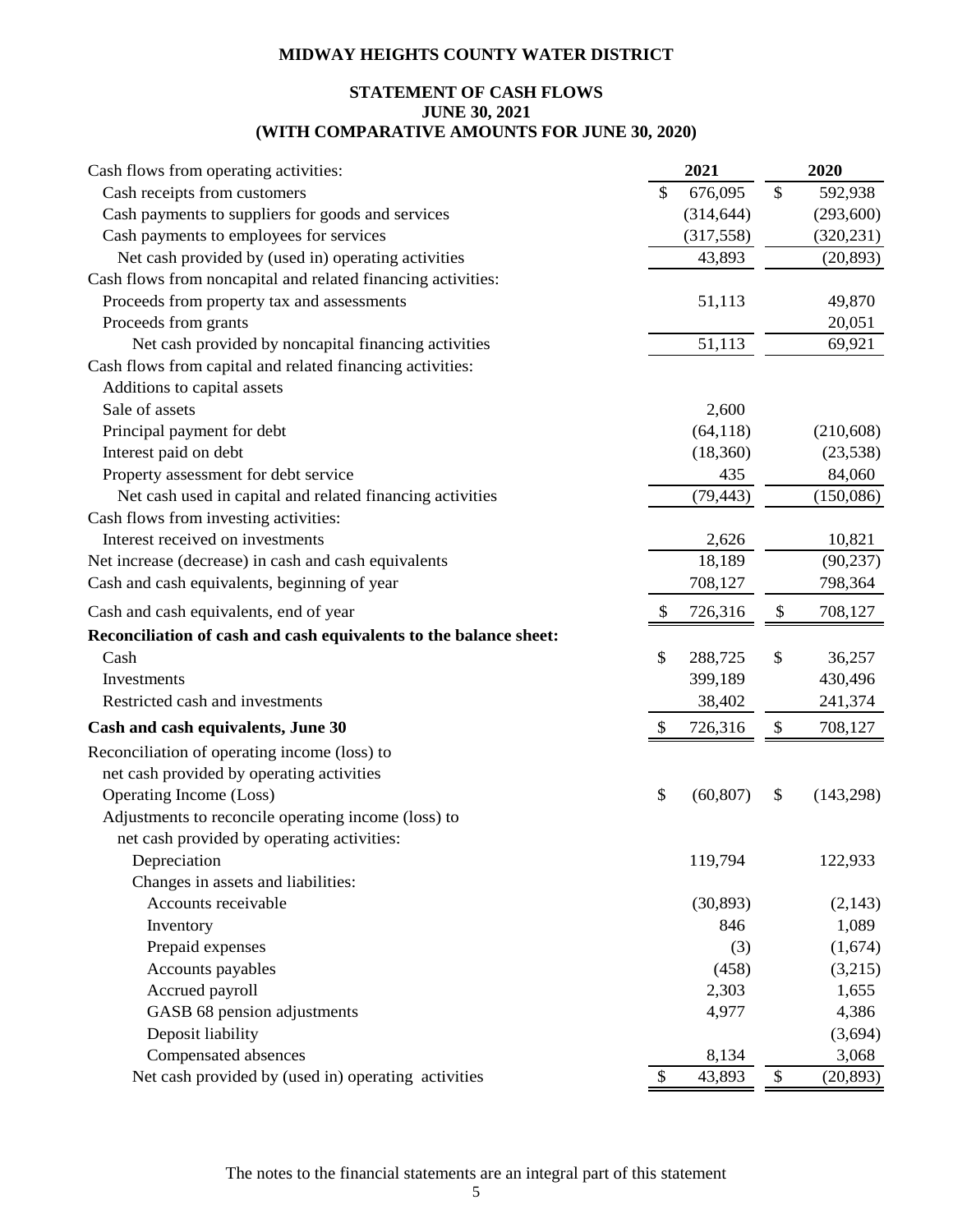# MIDWAY HEIGHTS COUNTY WATER DISTRICT

## STATEMENT OF CASH FLOWS
## JUNE 30, 2021
## (WITH COMPARATIVE AMOUNTS FOR JUNE 30, 2020)

| | 2021 | 2020 |
|---|---|---|
| Cash flows from operating activities: | | |
| Cash receipts from customers | $ 676,095 | $ 592,938 |
| Cash payments to suppliers for goods and services | (314,644) | (293,600) |
| Cash payments to employees for services | (317,558) | (320,231) |
| Net cash provided by (used in) operating activities | 43,893 | (20,893) |
| Cash flows from noncapital and related financing activities: | | |
| Proceeds from property tax and assessments | 51,113 | 49,870 |
| Proceeds from grants | | 20,051 |
| Net cash provided by noncapital financing activities | 51,113 | 69,921 |
| Cash flows from capital and related financing activities: | | |
| Additions to capital assets | | |
| Sale of assets | 2,600 | |
| Principal payment for debt | (64,118) | (210,608) |
| Interest paid on debt | (18,360) | (23,538) |
| Property assessment for debt service | 435 | 84,060 |
| Net cash used in capital and related financing activities | (79,443) | (150,086) |
| Cash flows from investing activities: | | |
| Interest received on investments | 2,626 | 10,821 |
| Net increase (decrease) in cash and cash equivalents | 18,189 | (90,237) |
| Cash and cash equivalents, beginning of year | 708,127 | 798,364 |
| Cash and cash equivalents, end of year | $ 726,316 | $ 708,127 |
| **Reconciliation of cash and cash equivalents to the balance sheet:** | | |
| Cash | $ 288,725 | $ 36,257 |
| Investments | 399,189 | 430,496 |
| Restricted cash and investments | 38,402 | 241,374 |
| **Cash and cash equivalents, June 30** | $ 726,316 | $ 708,127 |
| Reconciliation of operating income (loss) to net cash provided by operating activities | | |
| Operating Income (Loss) | $ (60,807) | $ (143,298) |
| Adjustments to reconcile operating income (loss) to net cash provided by operating activities: | | |
| Depreciation | 119,794 | 122,933 |
| Changes in assets and liabilities: | | |
| Accounts receivable | (30,893) | (2,143) |
| Inventory | 846 | 1,089 |
| Prepaid expenses | (3) | (1,674) |
| Accounts payables | (458) | (3,215) |
| Accrued payroll | 2,303 | 1,655 |
| GASB 68 pension adjustments | 4,977 | 4,386 |
| Deposit liability | | (3,694) |
| Compensated absences | 8,134 | 3,068 |
| Net cash provided by (used in) operating activities | $ 43,893 | $ (20,893) |

The notes to the financial statements are an integral part of this statement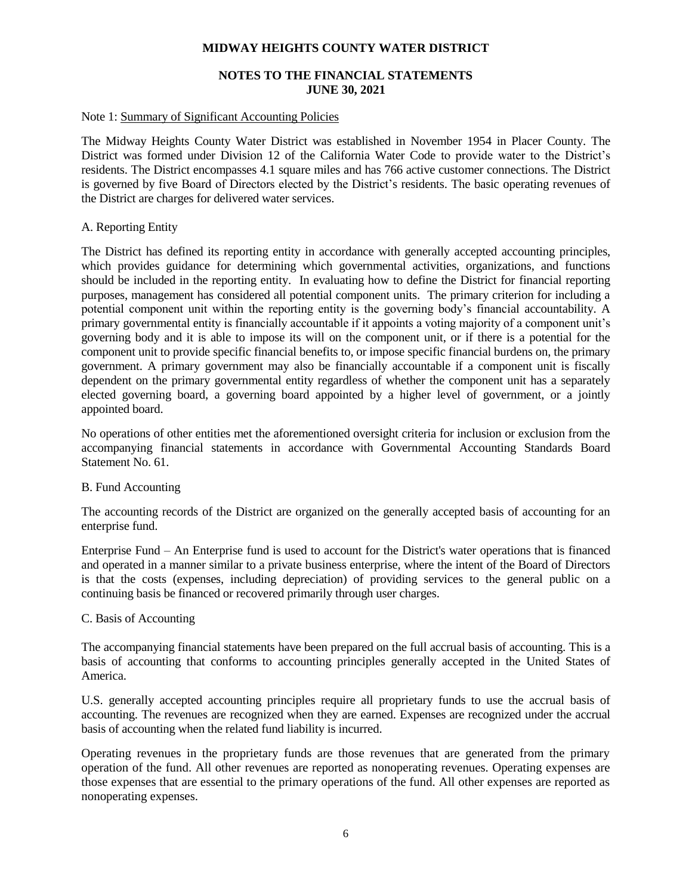# MIDWAY HEIGHTS COUNTY WATER DISTRICT

## NOTES TO THE FINANCIAL STATEMENTS
## JUNE 30, 2021

Note 1: Summary of Significant Accounting Policies

The Midway Heights County Water District was established in November 1954 in Placer County. The District was formed under Division 12 of the California Water Code to provide water to the District's residents. The District encompasses 4.1 square miles and has 766 active customer connections. The District is governed by five Board of Directors elected by the District's residents. The basic operating revenues of the District are charges for delivered water services.

A. Reporting Entity

The District has defined its reporting entity in accordance with generally accepted accounting principles, which provides guidance for determining which governmental activities, organizations, and functions should be included in the reporting entity. In evaluating how to define the District for financial reporting purposes, management has considered all potential component units. The primary criterion for including a potential component unit within the reporting entity is the governing body's financial accountability. A primary governmental entity is financially accountable if it appoints a voting majority of a component unit's governing body and it is able to impose its will on the component unit, or if there is a potential for the component unit to provide specific financial benefits to, or impose specific financial burdens on, the primary government. A primary government may also be financially accountable if a component unit is fiscally dependent on the primary governmental entity regardless of whether the component unit has a separately elected governing board, a governing board appointed by a higher level of government, or a jointly appointed board.

No operations of other entities met the aforementioned oversight criteria for inclusion or exclusion from the accompanying financial statements in accordance with Governmental Accounting Standards Board Statement No. 61.

B. Fund Accounting

The accounting records of the District are organized on the generally accepted basis of accounting for an enterprise fund.

Enterprise Fund – An Enterprise fund is used to account for the District's water operations that is financed and operated in a manner similar to a private business enterprise, where the intent of the Board of Directors is that the costs (expenses, including depreciation) of providing services to the general public on a continuing basis be financed or recovered primarily through user charges.

C. Basis of Accounting

The accompanying financial statements have been prepared on the full accrual basis of accounting. This is a basis of accounting that conforms to accounting principles generally accepted in the United States of America.

U.S. generally accepted accounting principles require all proprietary funds to use the accrual basis of accounting. The revenues are recognized when they are earned. Expenses are recognized under the accrual basis of accounting when the related fund liability is incurred.

Operating revenues in the proprietary funds are those revenues that are generated from the primary operation of the fund. All other revenues are reported as nonoperating revenues. Operating expenses are those expenses that are essential to the primary operations of the fund. All other expenses are reported as nonoperating expenses.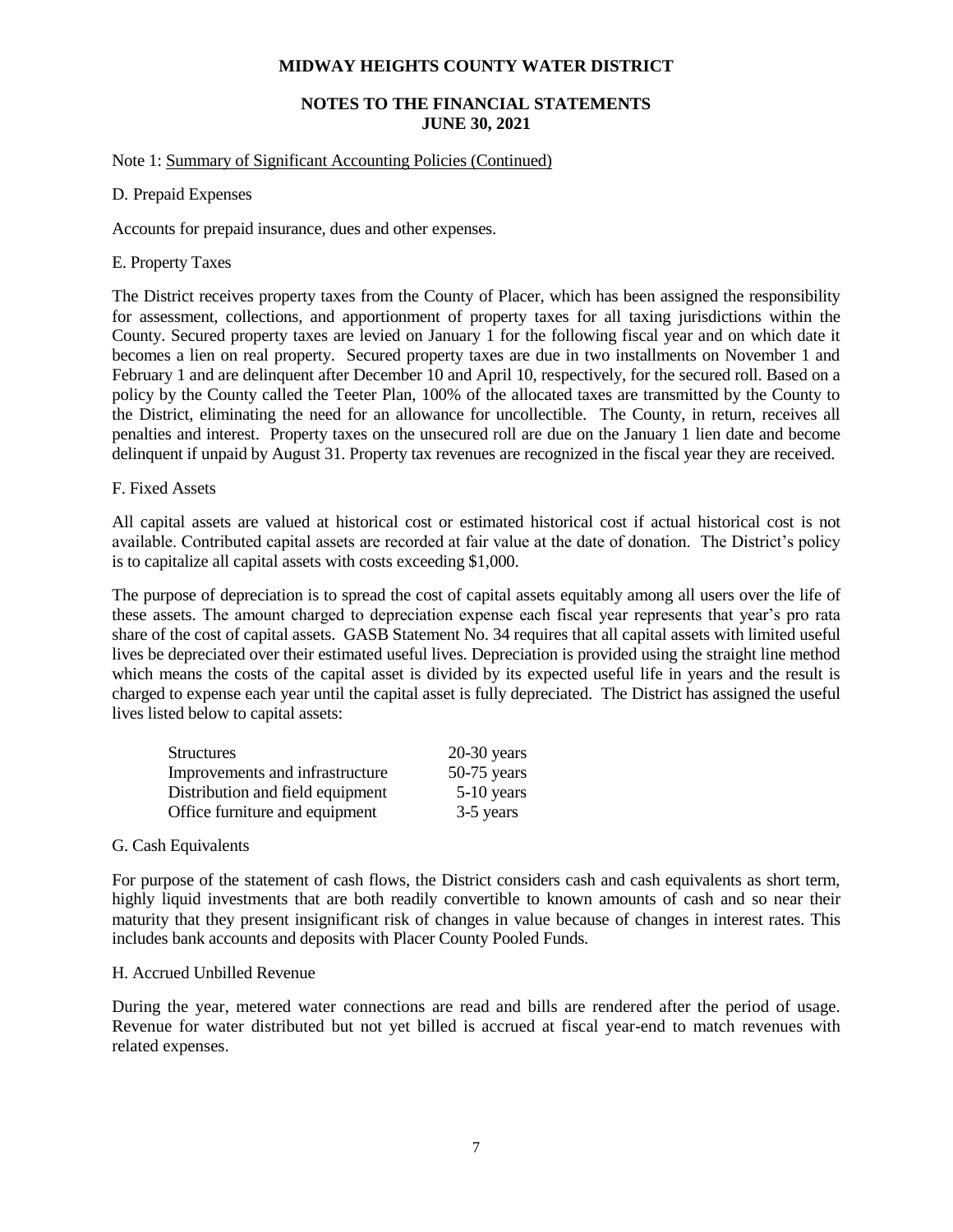# MIDWAY HEIGHTS COUNTY WATER DISTRICT

## NOTES TO THE FINANCIAL STATEMENTS
## JUNE 30, 2021

Note 1: Summary of Significant Accounting Policies (Continued)

D. Prepaid Expenses

Accounts for prepaid insurance, dues and other expenses.

E. Property Taxes

The District receives property taxes from the County of Placer, which has been assigned the responsibility for assessment, collections, and apportionment of property taxes for all taxing jurisdictions within the County. Secured property taxes are levied on January 1 for the following fiscal year and on which date it becomes a lien on real property. Secured property taxes are due in two installments on November 1 and February 1 and are delinquent after December 10 and April 10, respectively, for the secured roll. Based on a policy by the County called the Teeter Plan, 100% of the allocated taxes are transmitted by the County to the District, eliminating the need for an allowance for uncollectible. The County, in return, receives all penalties and interest. Property taxes on the unsecured roll are due on the January 1 lien date and become delinquent if unpaid by August 31. Property tax revenues are recognized in the fiscal year they are received.

F. Fixed Assets

All capital assets are valued at historical cost or estimated historical cost if actual historical cost is not available. Contributed capital assets are recorded at fair value at the date of donation. The District's policy is to capitalize all capital assets with costs exceeding $1,000.

The purpose of depreciation is to spread the cost of capital assets equitably among all users over the life of these assets. The amount charged to depreciation expense each fiscal year represents that year's pro rata share of the cost of capital assets. GASB Statement No. 34 requires that all capital assets with limited useful lives be depreciated over their estimated useful lives. Depreciation is provided using the straight line method which means the costs of the capital asset is divided by its expected useful life in years and the result is charged to expense each year until the capital asset is fully depreciated. The District has assigned the useful lives listed below to capital assets:

| | |
|---|---|
| Structures | 20-30 years |
| Improvements and infrastructure | 50-75 years |
| Distribution and field equipment | 5-10 years |
| Office furniture and equipment | 3-5 years |

G. Cash Equivalents

For purpose of the statement of cash flows, the District considers cash and cash equivalents as short term, highly liquid investments that are both readily convertible to known amounts of cash and so near their maturity that they present insignificant risk of changes in value because of changes in interest rates. This includes bank accounts and deposits with Placer County Pooled Funds.

H. Accrued Unbilled Revenue

During the year, metered water connections are read and bills are rendered after the period of usage. Revenue for water distributed but not yet billed is accrued at fiscal year-end to match revenues with related expenses.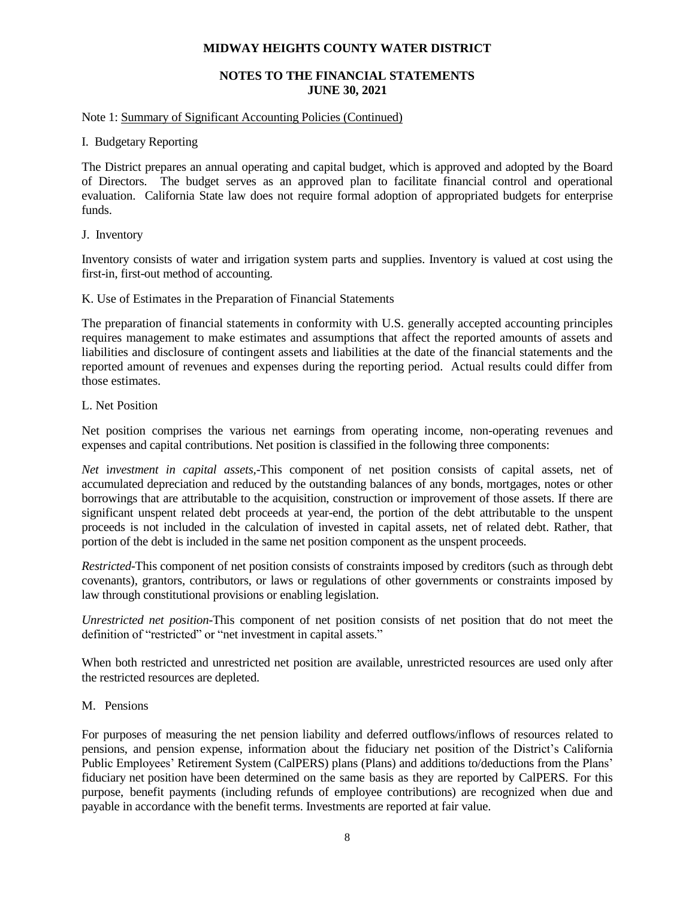Note 1: Summary of Significant Accounting Policies (Continued)

I. Budgetary Reporting

The District prepares an annual operating and capital budget, which is approved and adopted by the Board of Directors. The budget serves as an approved plan to facilitate financial control and operational evaluation. California State law does not require formal adoption of appropriated budgets for enterprise funds.

J. Inventory

Inventory consists of water and irrigation system parts and supplies. Inventory is valued at cost using the first-in, first-out method of accounting.

K. Use of Estimates in the Preparation of Financial Statements

The preparation of financial statements in conformity with U.S. generally accepted accounting principles requires management to make estimates and assumptions that affect the reported amounts of assets and liabilities and disclosure of contingent assets and liabilities at the date of the financial statements and the reported amount of revenues and expenses during the reporting period. Actual results could differ from those estimates.

L. Net Position

Net position comprises the various net earnings from operating income, non-operating revenues and expenses and capital contributions. Net position is classified in the following three components:

*Net investment in capital assets,*-This component of net position consists of capital assets, net of accumulated depreciation and reduced by the outstanding balances of any bonds, mortgages, notes or other borrowings that are attributable to the acquisition, construction or improvement of those assets. If there are significant unspent related debt proceeds at year-end, the portion of the debt attributable to the unspent proceeds is not included in the calculation of invested in capital assets, net of related debt. Rather, that portion of the debt is included in the same net position component as the unspent proceeds.

*Restricted*-This component of net position consists of constraints imposed by creditors (such as through debt covenants), grantors, contributors, or laws or regulations of other governments or constraints imposed by law through constitutional provisions or enabling legislation.

*Unrestricted net position*-This component of net position consists of net position that do not meet the definition of "restricted" or "net investment in capital assets."

When both restricted and unrestricted net position are available, unrestricted resources are used only after the restricted resources are depleted.

M. Pensions

For purposes of measuring the net pension liability and deferred outflows/inflows of resources related to pensions, and pension expense, information about the fiduciary net position of the District's California Public Employees' Retirement System (CalPERS) plans (Plans) and additions to/deductions from the Plans' fiduciary net position have been determined on the same basis as they are reported by CalPERS. For this purpose, benefit payments (including refunds of employee contributions) are recognized when due and payable in accordance with the benefit terms. Investments are reported at fair value.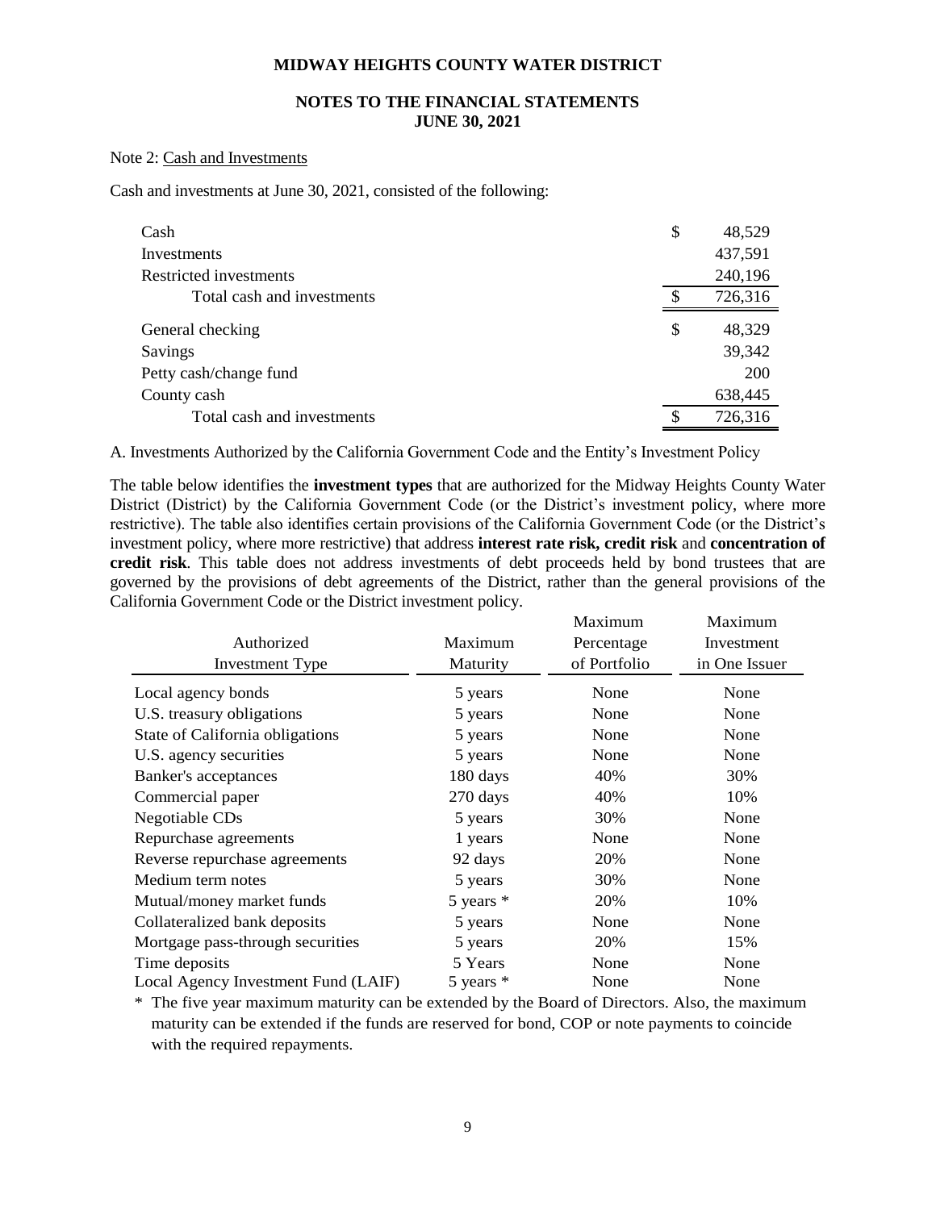# MIDWAY HEIGHTS COUNTY WATER DISTRICT

## NOTES TO THE FINANCIAL STATEMENTS
## JUNE 30, 2021

Note 2: Cash and Investments

Cash and investments at June 30, 2021, consisted of the following:

| | |
|---|---|
| Cash | $ 48,529 |
| Investments | 437,591 |
| Restricted investments | 240,196 |
| Total cash and investments | $ 726,316 |
| General checking | $ 48,329 |
| Savings | 39,342 |
| Petty cash/change fund | 200 |
| County cash | 638,445 |
| Total cash and investments | $ 726,316 |

A. Investments Authorized by the California Government Code and the Entity's Investment Policy

The table below identifies the **investment types** that are authorized for the Midway Heights County Water District (District) by the California Government Code (or the District's investment policy, where more restrictive). The table also identifies certain provisions of the California Government Code (or the District's investment policy, where more restrictive) that address **interest rate risk, credit risk** and **concentration of credit risk**. This table does not address investments of debt proceeds held by bond trustees that are governed by the provisions of debt agreements of the District, rather than the general provisions of the California Government Code or the District investment policy.

| Authorized Investment Type | Maximum Maturity | Maximum Percentage of Portfolio | Maximum Investment in One Issuer |
|---|---|---|---|
| Local agency bonds | 5 years | None | None |
| U.S. treasury obligations | 5 years | None | None |
| State of California obligations | 5 years | None | None |
| U.S. agency securities | 5 years | None | None |
| Banker's acceptances | 180 days | 40% | 30% |
| Commercial paper | 270 days | 40% | 10% |
| Negotiable CDs | 5 years | 30% | None |
| Repurchase agreements | 1 years | None | None |
| Reverse repurchase agreements | 92 days | 20% | None |
| Medium term notes | 5 years | 30% | None |
| Mutual/money market funds | 5 years * | 20% | 10% |
| Collateralized bank deposits | 5 years | None | None |
| Mortgage pass-through securities | 5 years | 20% | 15% |
| Time deposits | 5 Years | None | None |
| Local Agency Investment Fund (LAIF) | 5 years * | None | None |

* The five year maximum maturity can be extended by the Board of Directors. Also, the maximum maturity can be extended if the funds are reserved for bond, COP or note payments to coincide with the required repayments.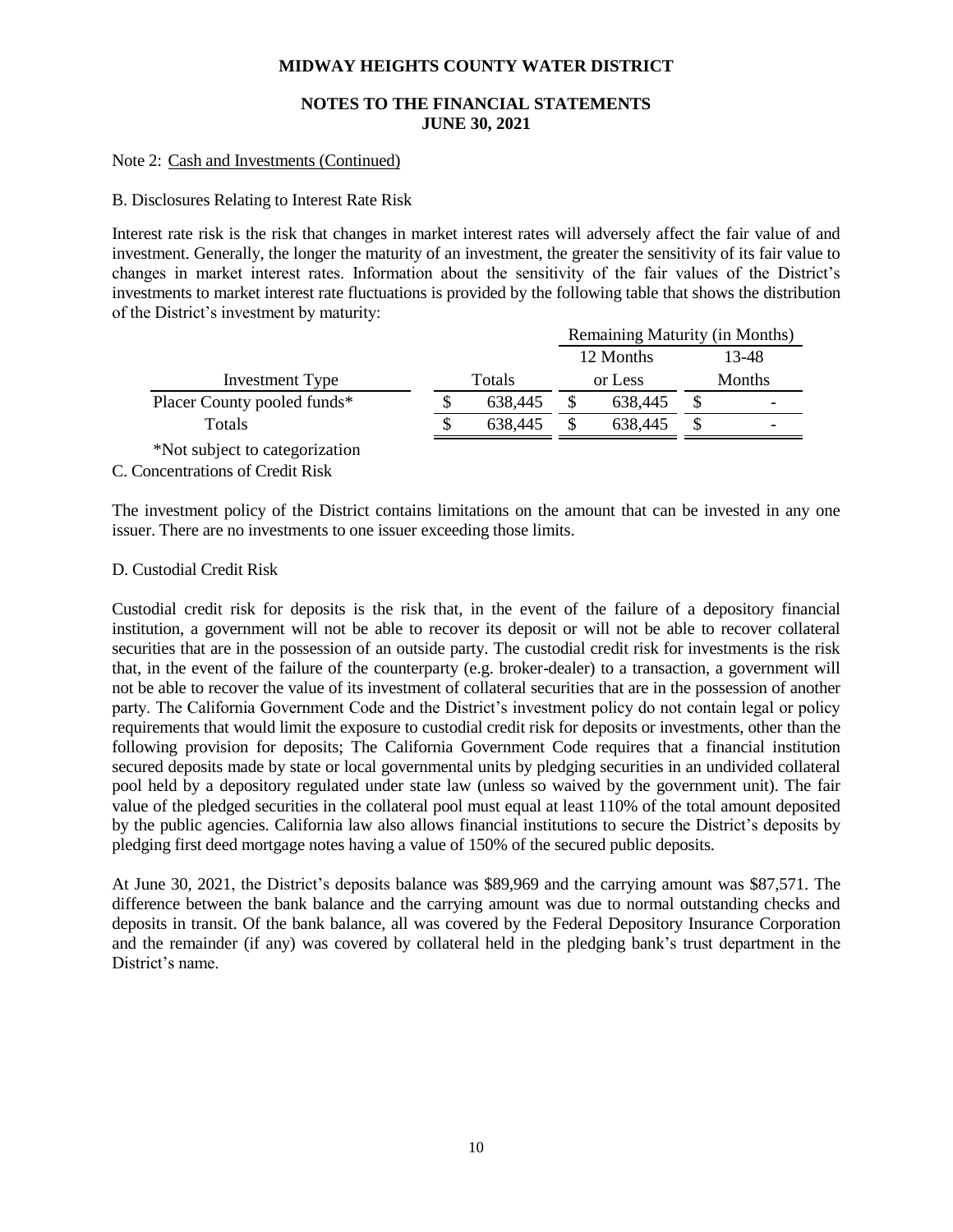**MIDWAY HEIGHTS COUNTY WATER DISTRICT**

**NOTES TO THE FINANCIAL STATEMENTS**
**JUNE 30, 2021**

Note 2: Cash and Investments (Continued)

B. Disclosures Relating to Interest Rate Risk

Interest rate risk is the risk that changes in market interest rates will adversely affect the fair value of and investment. Generally, the longer the maturity of an investment, the greater the sensitivity of its fair value to changes in market interest rates. Information about the sensitivity of the fair values of the District's investments to market interest rate fluctuations is provided by the following table that shows the distribution of the District's investment by maturity:

| | | Remaining Maturity (in Months) | |
|---|---|---|---|
| Investment Type | Totals | 12 Months or Less | 13-48 Months |
| Placer County pooled funds* | $ 638,445 | $ 638,445 | $ - |
| Totals | $ 638,445 | $ 638,445 | $ - |

*Not subject to categorization

C. Concentrations of Credit Risk

The investment policy of the District contains limitations on the amount that can be invested in any one issuer. There are no investments to one issuer exceeding those limits.

D. Custodial Credit Risk

Custodial credit risk for deposits is the risk that, in the event of the failure of a depository financial institution, a government will not be able to recover its deposit or will not be able to recover collateral securities that are in the possession of an outside party. The custodial credit risk for investments is the risk that, in the event of the failure of the counterparty (e.g. broker-dealer) to a transaction, a government will not be able to recover the value of its investment of collateral securities that are in the possession of another party. The California Government Code and the District's investment policy do not contain legal or policy requirements that would limit the exposure to custodial credit risk for deposits or investments, other than the following provision for deposits; The California Government Code requires that a financial institution secured deposits made by state or local governmental units by pledging securities in an undivided collateral pool held by a depository regulated under state law (unless so waived by the government unit). The fair value of the pledged securities in the collateral pool must equal at least 110% of the total amount deposited by the public agencies. California law also allows financial institutions to secure the District's deposits by pledging first deed mortgage notes having a value of 150% of the secured public deposits.

At June 30, 2021, the District's deposits balance was $89,969 and the carrying amount was $87,571. The difference between the bank balance and the carrying amount was due to normal outstanding checks and deposits in transit. Of the bank balance, all was covered by the Federal Depository Insurance Corporation and the remainder (if any) was covered by collateral held in the pledging bank's trust department in the District's name.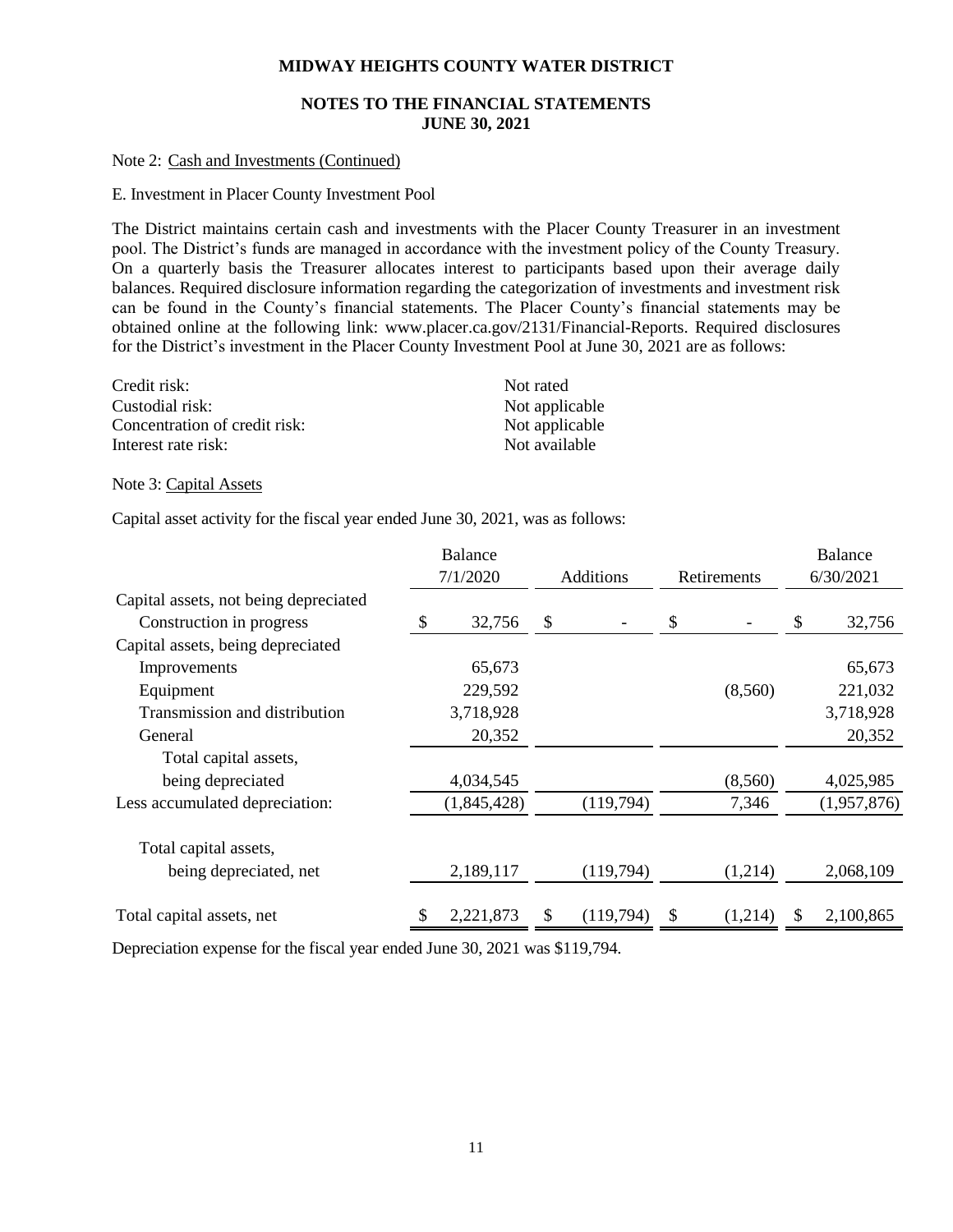**MIDWAY HEIGHTS COUNTY WATER DISTRICT**

**NOTES TO THE FINANCIAL STATEMENTS**
**JUNE 30, 2021**

Note 2: Cash and Investments (Continued)

E. Investment in Placer County Investment Pool

The District maintains certain cash and investments with the Placer County Treasurer in an investment pool. The District's funds are managed in accordance with the investment policy of the County Treasury. On a quarterly basis the Treasurer allocates interest to participants based upon their average daily balances. Required disclosure information regarding the categorization of investments and investment risk can be found in the County's financial statements. The Placer County's financial statements may be obtained online at the following link: www.placer.ca.gov/2131/Financial-Reports. Required disclosures for the District's investment in the Placer County Investment Pool at June 30, 2021 are as follows:

| | |
|---|---|
| Credit risk: | Not rated |
| Custodial risk: | Not applicable |
| Concentration of credit risk: | Not applicable |
| Interest rate risk: | Not available |

Note 3: Capital Assets

Capital asset activity for the fiscal year ended June 30, 2021, was as follows:

| | Balance 7/1/2020 | Additions | Retirements | Balance 6/30/2021 |
|---|---|---|---|---|
| Capital assets, not being depreciated | | | | |
| Construction in progress | $ 32,756 | $ - | $ - | $ 32,756 |
| Capital assets, being depreciated | | | | |
| Improvements | 65,673 | | | 65,673 |
| Equipment | 229,592 | | (8,560) | 221,032 |
| Transmission and distribution | 3,718,928 | | | 3,718,928 |
| General | 20,352 | | | 20,352 |
| Total capital assets, being depreciated | 4,034,545 | | (8,560) | 4,025,985 |
| Less accumulated depreciation: | (1,845,428) | (119,794) | 7,346 | (1,957,876) |
| Total capital assets, being depreciated, net | 2,189,117 | (119,794) | (1,214) | 2,068,109 |
| Total capital assets, net | $ 2,221,873 | $ (119,794) | $ (1,214) | $ 2,100,865 |

Depreciation expense for the fiscal year ended June 30, 2021 was $119,794.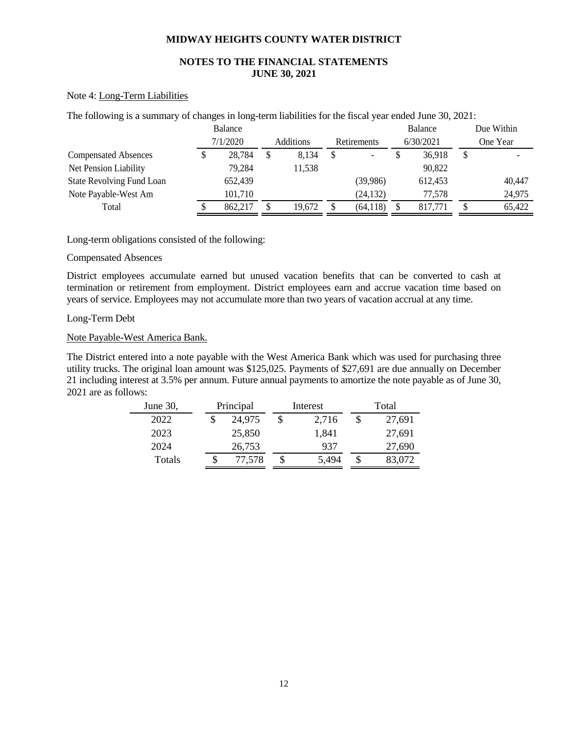# MIDWAY HEIGHTS COUNTY WATER DISTRICT

## NOTES TO THE FINANCIAL STATEMENTS
## JUNE 30, 2021

Note 4: Long-Term Liabilities

The following is a summary of changes in long-term liabilities for the fiscal year ended June 30, 2021:

| | Balance 7/1/2020 | Additions | Retirements | Balance 6/30/2021 | Due Within One Year |
|---|---|---|---|---|---|
| Compensated Absences | $ 28,784 | $ 8,134 | $ - | $ 36,918 | $ - |
| Net Pension Liability | 79,284 | 11,538 | | 90,822 | |
| State Revolving Fund Loan | 652,439 | | (39,986) | 612,453 | 40,447 |
| Note Payable-West Am | 101,710 | | (24,132) | 77,578 | 24,975 |
| Total | $ 862,217 | $ 19,672 | $ (64,118) | $ 817,771 | $ 65,422 |

Long-term obligations consisted of the following:

Compensated Absences

District employees accumulate earned but unused vacation benefits that can be converted to cash at termination or retirement from employment. District employees earn and accrue vacation time based on years of service. Employees may not accumulate more than two years of vacation accrual at any time.

Long-Term Debt

Note Payable-West America Bank.

The District entered into a note payable with the West America Bank which was used for purchasing three utility trucks. The original loan amount was $125,025. Payments of $27,691 are due annually on December 21 including interest at 3.5% per annum. Future annual payments to amortize the note payable as of June 30, 2021 are as follows:

| June 30, | Principal | Interest | Total |
|---|---|---|---|
| 2022 | $ 24,975 | $ 2,716 | $ 27,691 |
| 2023 | 25,850 | 1,841 | 27,691 |
| 2024 | 26,753 | 937 | 27,690 |
| Totals | $ 77,578 | $ 5,494 | $ 83,072 |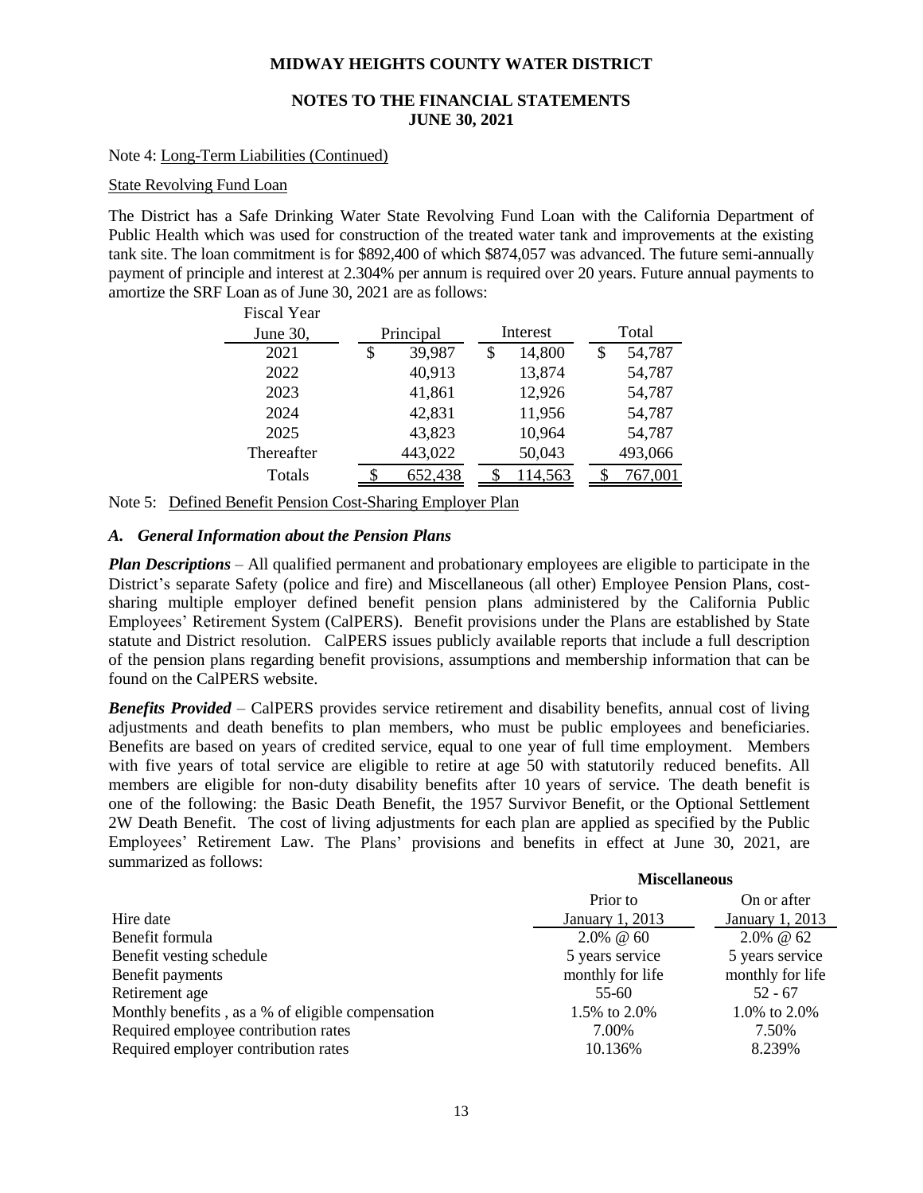MIDWAY HEIGHTS COUNTY WATER DISTRICT

NOTES TO THE FINANCIAL STATEMENTS
JUNE 30, 2021

Note 4: Long-Term Liabilities (Continued)

State Revolving Fund Loan

The District has a Safe Drinking Water State Revolving Fund Loan with the California Department of Public Health which was used for construction of the treated water tank and improvements at the existing tank site. The loan commitment is for $892,400 of which $874,057 was advanced. The future semi-annually payment of principal and interest at 2.304% per annum is required over 20 years. Future annual payments to amortize the SRF Loan as of June 30, 2021 are as follows:

| Fiscal Year June 30, | Principal | Interest | Total |
|---|---|---|---|
| 2021 | $ 39,987 | $ 14,800 | $ 54,787 |
| 2022 | 40,913 | 13,874 | 54,787 |
| 2023 | 41,861 | 12,926 | 54,787 |
| 2024 | 42,831 | 11,956 | 54,787 |
| 2025 | 43,823 | 10,964 | 54,787 |
| Thereafter | 443,022 | 50,043 | 493,066 |
| Totals | $ 652,438 | $ 114,563 | $ 767,001 |

Note 5: Defined Benefit Pension Cost-Sharing Employer Plan

### *A. General Information about the Pension Plans*

***Plan Descriptions*** – All qualified permanent and probationary employees are eligible to participate in the District's separate Safety (police and fire) and Miscellaneous (all other) Employee Pension Plans, cost-sharing multiple employer defined benefit pension plans administered by the California Public Employees' Retirement System (CalPERS). Benefit provisions under the Plans are established by State statute and District resolution. CalPERS issues publicly available reports that include a full description of the pension plans regarding benefit provisions, assumptions and membership information that can be found on the CalPERS website.

***Benefits Provided*** – CalPERS provides service retirement and disability benefits, annual cost of living adjustments and death benefits to plan members, who must be public employees and beneficiaries. Benefits are based on years of credited service, equal to one year of full time employment. Members with five years of total service are eligible to retire at age 50 with statutorily reduced benefits. All members are eligible for non-duty disability benefits after 10 years of service. The death benefit is one of the following: the Basic Death Benefit, the 1957 Survivor Benefit, or the Optional Settlement 2W Death Benefit. The cost of living adjustments for each plan are applied as specified by the Public Employees' Retirement Law. The Plans' provisions and benefits in effect at June 30, 2021, are summarized as follows:

| | **Miscellaneous** | |
|---|---|---|
| Hire date | Prior to January 1, 2013 | On or after January 1, 2013 |
| Benefit formula | 2.0% @ 60 | 2.0% @ 62 |
| Benefit vesting schedule | 5 years service | 5 years service |
| Benefit payments | monthly for life | monthly for life |
| Retirement age | 55-60 | 52 - 67 |
| Monthly benefits , as a % of eligible compensation | 1.5% to 2.0% | 1.0% to 2.0% |
| Required employee contribution rates | 7.00% | 7.50% |
| Required employer contribution rates | 10.136% | 8.239% |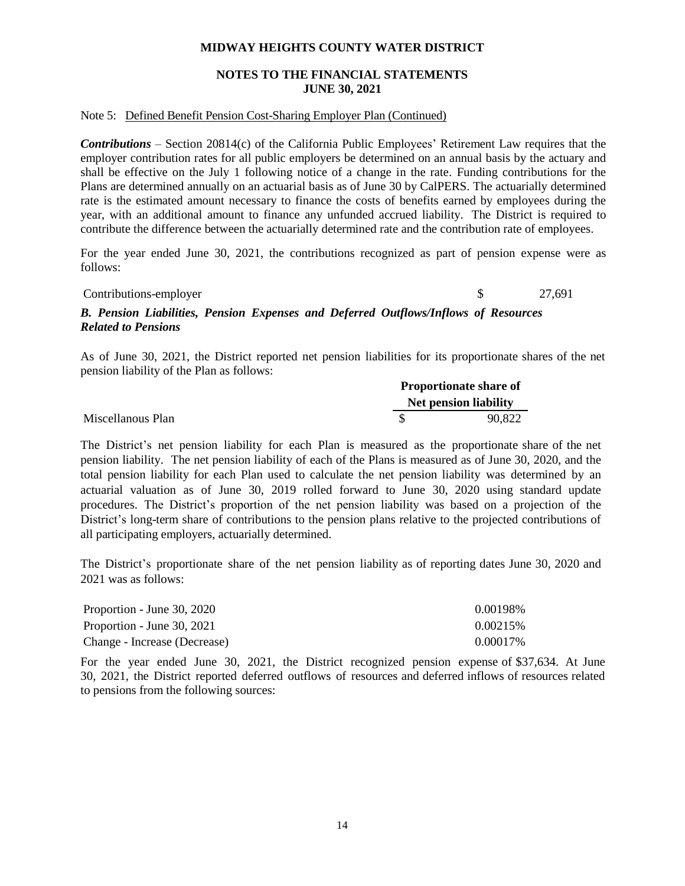**MIDWAY HEIGHTS COUNTY WATER DISTRICT**

**NOTES TO THE FINANCIAL STATEMENTS**
**JUNE 30, 2021**

Note 5: Defined Benefit Pension Cost-Sharing Employer Plan (Continued)

***Contributions*** – Section 20814(c) of the California Public Employees' Retirement Law requires that the employer contribution rates for all public employers be determined on an annual basis by the actuary and shall be effective on the July 1 following notice of a change in the rate. Funding contributions for the Plans are determined annually on an actuarial basis as of June 30 by CalPERS. The actuarially determined rate is the estimated amount necessary to finance the costs of benefits earned by employees during the year, with an additional amount to finance any unfunded accrued liability. The District is required to contribute the difference between the actuarially determined rate and the contribution rate of employees.

For the year ended June 30, 2021, the contributions recognized as part of pension expense were as follows:

| | |
|---|---|
| Contributions-employer | $ 27,691 |

***B. Pension Liabilities, Pension Expenses and Deferred Outflows/Inflows of Resources Related to Pensions***

As of June 30, 2021, the District reported net pension liabilities for its proportionate shares of the net pension liability of the Plan as follows:

| | Proportionate share of Net pension liability |
|---|---|
| Miscellanous Plan | $ 90,822 |

The District's net pension liability for each Plan is measured as the proportionate share of the net pension liability. The net pension liability of each of the Plans is measured as of June 30, 2020, and the total pension liability for each Plan used to calculate the net pension liability was determined by an actuarial valuation as of June 30, 2019 rolled forward to June 30, 2020 using standard update procedures. The District's proportion of the net pension liability was based on a projection of the District's long-term share of contributions to the pension plans relative to the projected contributions of all participating employers, actuarially determined.

The District's proportionate share of the net pension liability as of reporting dates June 30, 2020 and 2021 was as follows:

| | |
|---|---|
| Proportion - June 30, 2020 | 0.00198% |
| Proportion - June 30, 2021 | 0.00215% |
| Change - Increase (Decrease) | 0.00017% |

For the year ended June 30, 2021, the District recognized pension expense of $37,634. At June 30, 2021, the District reported deferred outflows of resources and deferred inflows of resources related to pensions from the following sources: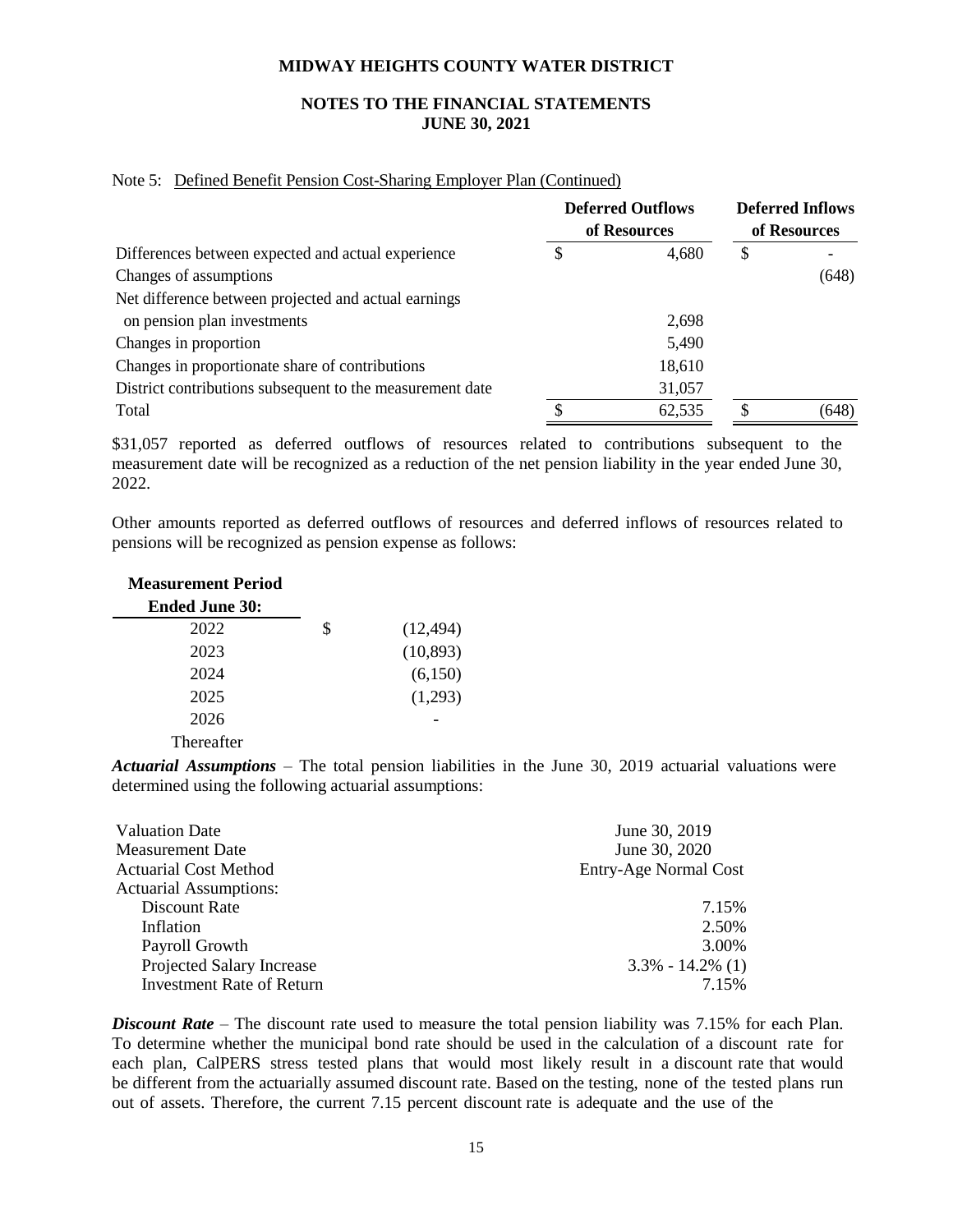Note 5: Defined Benefit Pension Cost-Sharing Employer Plan (Continued)

| | Deferred Outflows of Resources | Deferred Inflows of Resources |
|---|---|---|
| Differences between expected and actual experience | $ 4,680 | $ - |
| Changes of assumptions | | (648) |
| Net difference between projected and actual earnings on pension plan investments | 2,698 | |
| Changes in proportion | 5,490 | |
| Changes in proportionate share of contributions | 18,610 | |
| District contributions subsequent to the measurement date | 31,057 | |
| Total | $ 62,535 | $ (648) |

$31,057 reported as deferred outflows of resources related to contributions subsequent to the measurement date will be recognized as a reduction of the net pension liability in the year ended June 30, 2022.

Other amounts reported as deferred outflows of resources and deferred inflows of resources related to pensions will be recognized as pension expense as follows:

| Measurement Period Ended June 30: | |
|---|---|
| 2022 | $ (12,494) |
| 2023 | (10,893) |
| 2024 | (6,150) |
| 2025 | (1,293) |
| 2026 | - |
| Thereafter | |

***Actuarial Assumptions*** – The total pension liabilities in the June 30, 2019 actuarial valuations were determined using the following actuarial assumptions:

| | |
|---|---|
| Valuation Date | June 30, 2019 |
| Measurement Date | June 30, 2020 |
| Actuarial Cost Method | Entry-Age Normal Cost |
| Actuarial Assumptions: | |
| Discount Rate | 7.15% |
| Inflation | 2.50% |
| Payroll Growth | 3.00% |
| Projected Salary Increase | 3.3% - 14.2% (1) |
| Investment Rate of Return | 7.15% |

***Discount Rate*** – The discount rate used to measure the total pension liability was 7.15% for each Plan. To determine whether the municipal bond rate should be used in the calculation of a discount rate for each plan, CalPERS stress tested plans that would most likely result in a discount rate that would be different from the actuarially assumed discount rate. Based on the testing, none of the tested plans run out of assets. Therefore, the current 7.15 percent discount rate is adequate and the use of the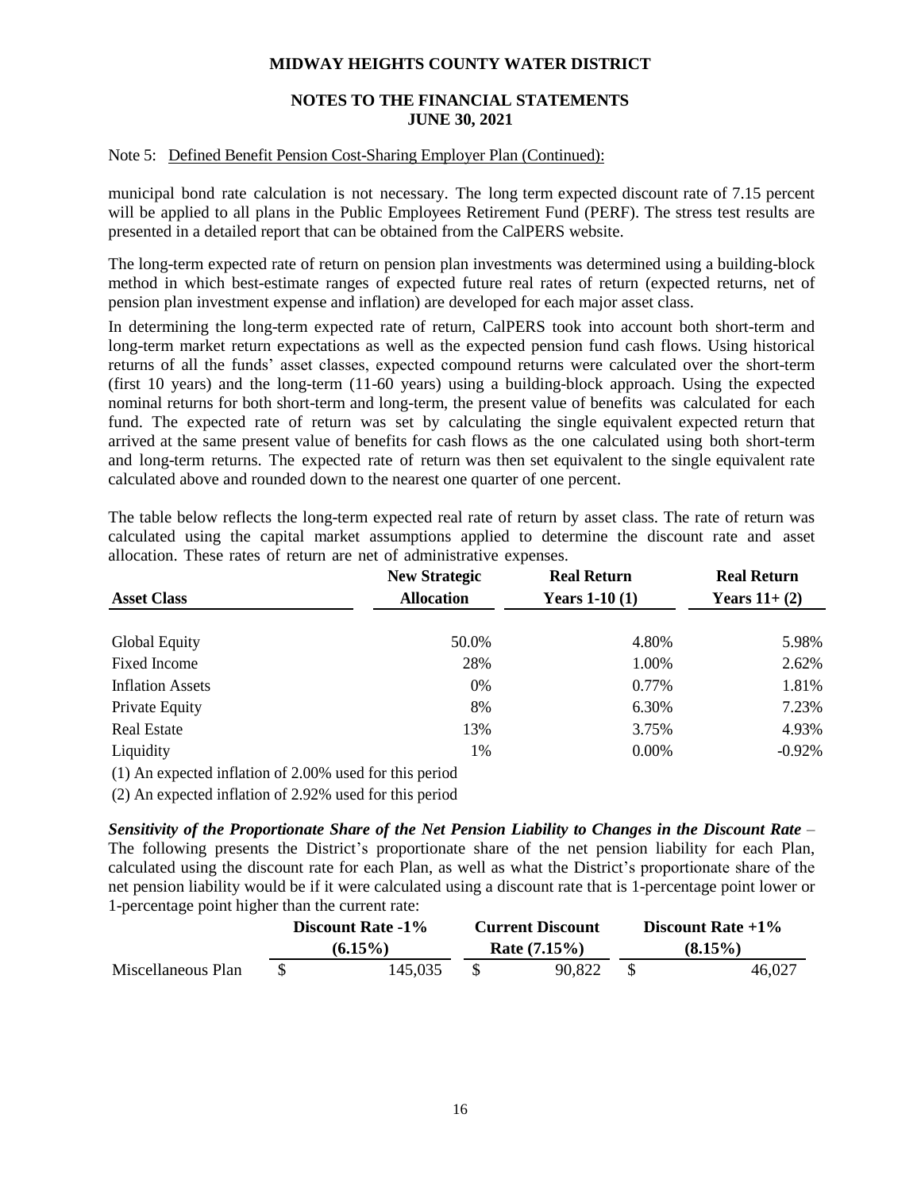Note 5: Defined Benefit Pension Cost-Sharing Employer Plan (Continued):

municipal bond rate calculation is not necessary. The long term expected discount rate of 7.15 percent will be applied to all plans in the Public Employees Retirement Fund (PERF). The stress test results are presented in a detailed report that can be obtained from the CalPERS website.

The long-term expected rate of return on pension plan investments was determined using a building-block method in which best-estimate ranges of expected future real rates of return (expected returns, net of pension plan investment expense and inflation) are developed for each major asset class.

In determining the long-term expected rate of return, CalPERS took into account both short-term and long-term market return expectations as well as the expected pension fund cash flows. Using historical returns of all the funds' asset classes, expected compound returns were calculated over the short-term (first 10 years) and the long-term (11-60 years) using a building-block approach. Using the expected nominal returns for both short-term and long-term, the present value of benefits was calculated for each fund. The expected rate of return was set by calculating the single equivalent expected return that arrived at the same present value of benefits for cash flows as the one calculated using both short-term and long-term returns. The expected rate of return was then set equivalent to the single equivalent rate calculated above and rounded down to the nearest one quarter of one percent.

The table below reflects the long-term expected real rate of return by asset class. The rate of return was calculated using the capital market assumptions applied to determine the discount rate and asset allocation. These rates of return are net of administrative expenses.

| Asset Class | New Strategic Allocation | Real Return Years 1-10 (1) | Real Return Years 11+ (2) |
|---|---|---|---|
| Global Equity | 50.0% | 4.80% | 5.98% |
| Fixed Income | 28% | 1.00% | 2.62% |
| Inflation Assets | 0% | 0.77% | 1.81% |
| Private Equity | 8% | 6.30% | 7.23% |
| Real Estate | 13% | 3.75% | 4.93% |
| Liquidity | 1% | 0.00% | -0.92% |

(1) An expected inflation of 2.00% used for this period

(2) An expected inflation of 2.92% used for this period

***Sensitivity of the Proportionate Share of the Net Pension Liability to Changes in the Discount Rate*** – The following presents the District's proportionate share of the net pension liability for each Plan, calculated using the discount rate for each Plan, as well as what the District's proportionate share of the net pension liability would be if it were calculated using a discount rate that is 1-percentage point lower or 1-percentage point higher than the current rate:

| | Discount Rate -1% (6.15%) | Current Discount Rate (7.15%) | Discount Rate +1% (8.15%) |
|---|---|---|---|
| Miscellaneous Plan | $ 145,035 | $ 90,822 | $ 46,027 |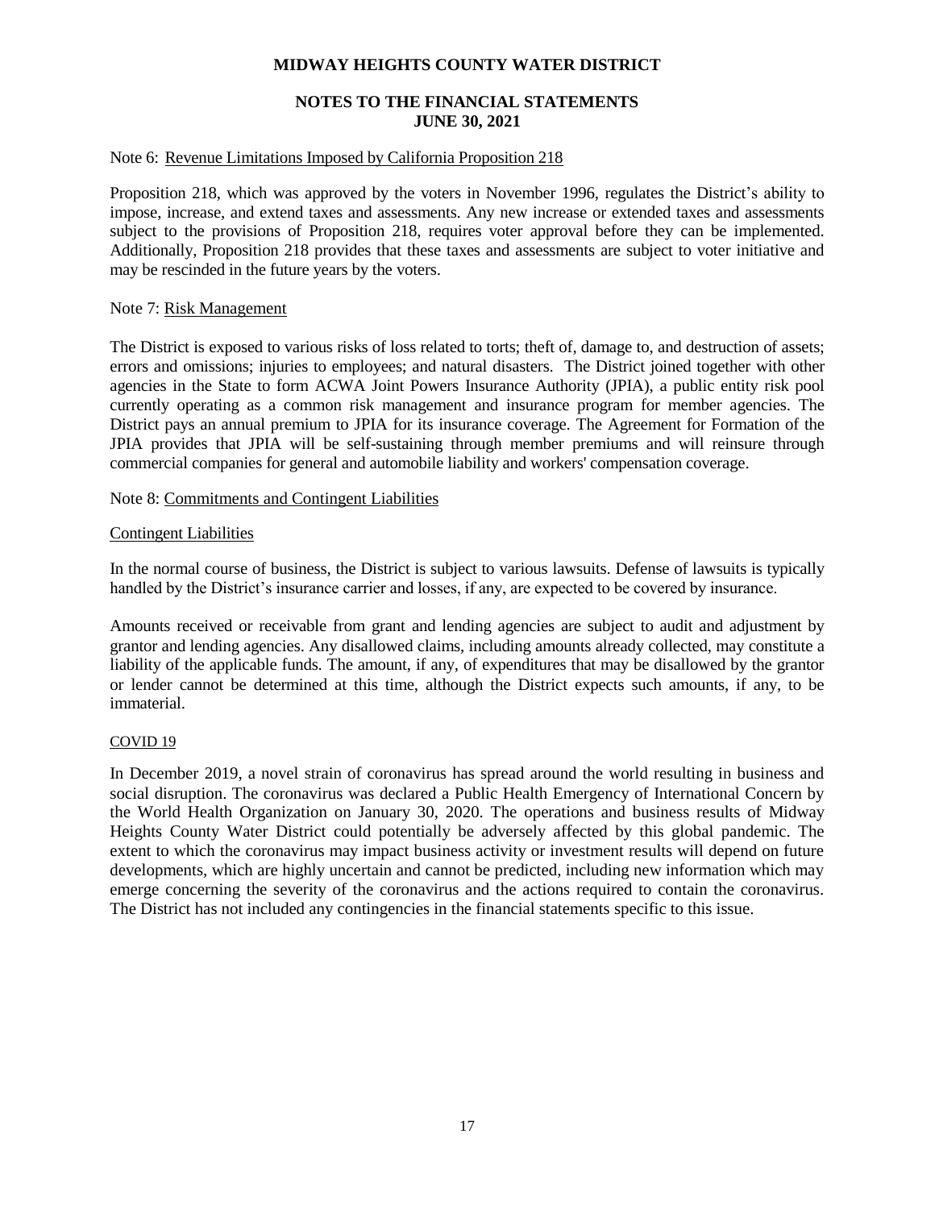# MIDWAY HEIGHTS COUNTY WATER DISTRICT

## NOTES TO THE FINANCIAL STATEMENTS
## JUNE 30, 2021

Note 6: Revenue Limitations Imposed by California Proposition 218

Proposition 218, which was approved by the voters in November 1996, regulates the District's ability to impose, increase, and extend taxes and assessments. Any new increase or extended taxes and assessments subject to the provisions of Proposition 218, requires voter approval before they can be implemented. Additionally, Proposition 218 provides that these taxes and assessments are subject to voter initiative and may be rescinded in the future years by the voters.

Note 7: Risk Management

The District is exposed to various risks of loss related to torts; theft of, damage to, and destruction of assets; errors and omissions; injuries to employees; and natural disasters. The District joined together with other agencies in the State to form ACWA Joint Powers Insurance Authority (JPIA), a public entity risk pool currently operating as a common risk management and insurance program for member agencies. The District pays an annual premium to JPIA for its insurance coverage. The Agreement for Formation of the JPIA provides that JPIA will be self-sustaining through member premiums and will reinsure through commercial companies for general and automobile liability and workers' compensation coverage.

Note 8: Commitments and Contingent Liabilities

Contingent Liabilities

In the normal course of business, the District is subject to various lawsuits. Defense of lawsuits is typically handled by the District's insurance carrier and losses, if any, are expected to be covered by insurance.

Amounts received or receivable from grant and lending agencies are subject to audit and adjustment by grantor and lending agencies. Any disallowed claims, including amounts already collected, may constitute a liability of the applicable funds. The amount, if any, of expenditures that may be disallowed by the grantor or lender cannot be determined at this time, although the District expects such amounts, if any, to be immaterial.

COVID 19

In December 2019, a novel strain of coronavirus has spread around the world resulting in business and social disruption. The coronavirus was declared a Public Health Emergency of International Concern by the World Health Organization on January 30, 2020. The operations and business results of Midway Heights County Water District could potentially be adversely affected by this global pandemic. The extent to which the coronavirus may impact business activity or investment results will depend on future developments, which are highly uncertain and cannot be predicted, including new information which may emerge concerning the severity of the coronavirus and the actions required to contain the coronavirus. The District has not included any contingencies in the financial statements specific to this issue.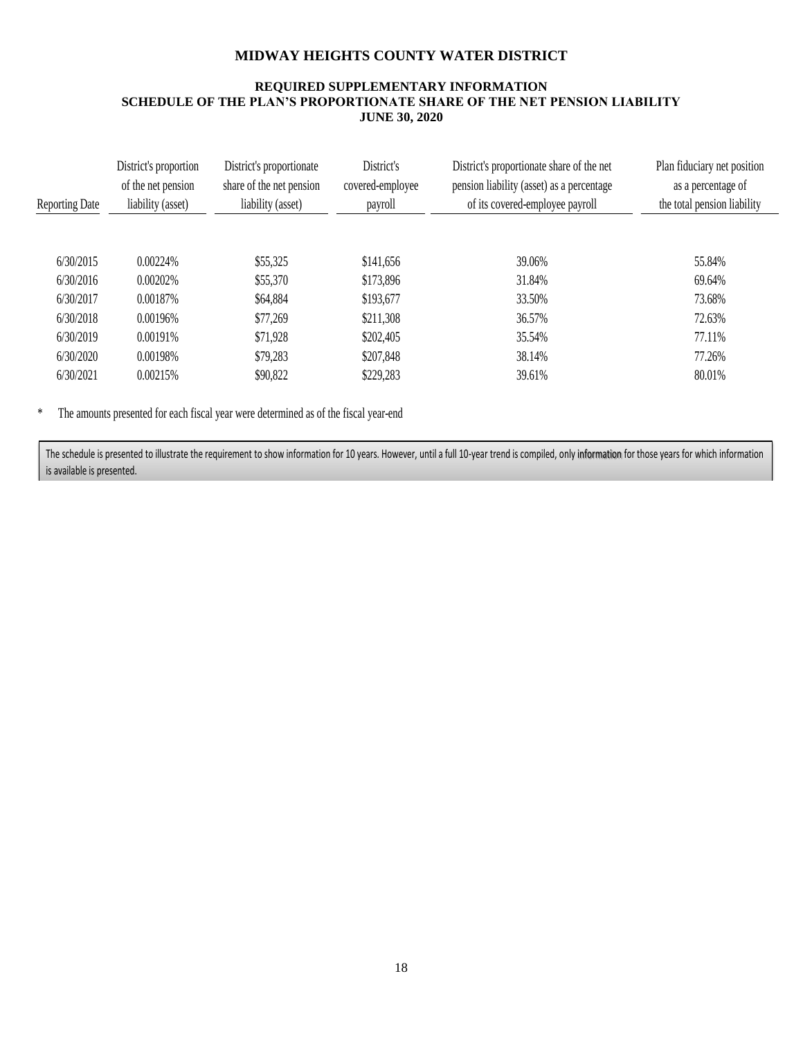# MIDWAY HEIGHTS COUNTY WATER DISTRICT

## REQUIRED SUPPLEMENTARY INFORMATION
## SCHEDULE OF THE PLAN'S PROPORTIONATE SHARE OF THE NET PENSION LIABILITY
## JUNE 30, 2020

| Reporting Date | District's proportion of the net pension liability (asset) | District's proportionate share of the net pension liability (asset) | District's covered-employee payroll | District's proportionate share of the net pension liability (asset) as a percentage of its covered-employee payroll | Plan fiduciary net position as a percentage of the total pension liability |
|---|---|---|---|---|---|
| 6/30/2015 | 0.00224% | $55,325 | $141,656 | 39.06% | 55.84% |
| 6/30/2016 | 0.00202% | $55,370 | $173,896 | 31.84% | 69.64% |
| 6/30/2017 | 0.00187% | $64,884 | $193,677 | 33.50% | 73.68% |
| 6/30/2018 | 0.00196% | $77,269 | $211,308 | 36.57% | 72.63% |
| 6/30/2019 | 0.00191% | $71,928 | $202,405 | 35.54% | 77.11% |
| 6/30/2020 | 0.00198% | $79,283 | $207,848 | 38.14% | 77.26% |
| 6/30/2021 | 0.00215% | $90,822 | $229,283 | 39.61% | 80.01% |

\* The amounts presented for each fiscal year were determined as of the fiscal year-end

The schedule is presented to illustrate the requirement to show information for 10 years. However, until a full 10-year trend is compiled, only information for those years for which information is available is presented.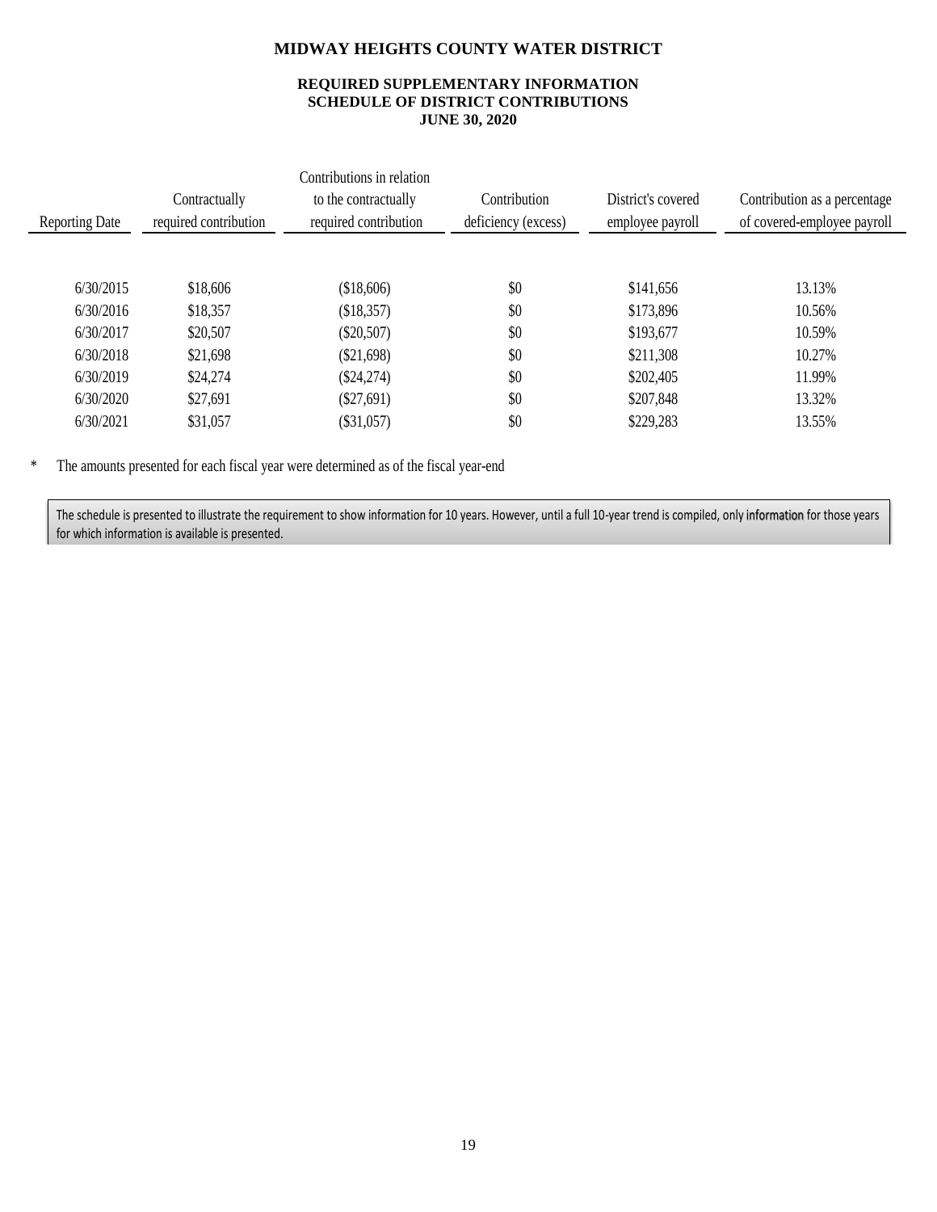# MIDWAY HEIGHTS COUNTY WATER DISTRICT

## REQUIRED SUPPLEMENTARY INFORMATION
## SCHEDULE OF DISTRICT CONTRIBUTIONS
## JUNE 30, 2020

| Reporting Date | Contractually required contribution | Contributions in relation to the contractually required contribution | Contribution deficiency (excess) | District's covered employee payroll | Contribution as a percentage of covered-employee payroll |
|---|---|---|---|---|---|
| 6/30/2015 | $18,606 | ($18,606) | $0 | $141,656 | 13.13% |
| 6/30/2016 | $18,357 | ($18,357) | $0 | $173,896 | 10.56% |
| 6/30/2017 | $20,507 | ($20,507) | $0 | $193,677 | 10.59% |
| 6/30/2018 | $21,698 | ($21,698) | $0 | $211,308 | 10.27% |
| 6/30/2019 | $24,274 | ($24,274) | $0 | $202,405 | 11.99% |
| 6/30/2020 | $27,691 | ($27,691) | $0 | $207,848 | 13.32% |
| 6/30/2021 | $31,057 | ($31,057) | $0 | $229,283 | 13.55% |

\* The amounts presented for each fiscal year were determined as of the fiscal year-end

The schedule is presented to illustrate the requirement to show information for 10 years. However, until a full 10-year trend is compiled, only information for those years for which information is available is presented.